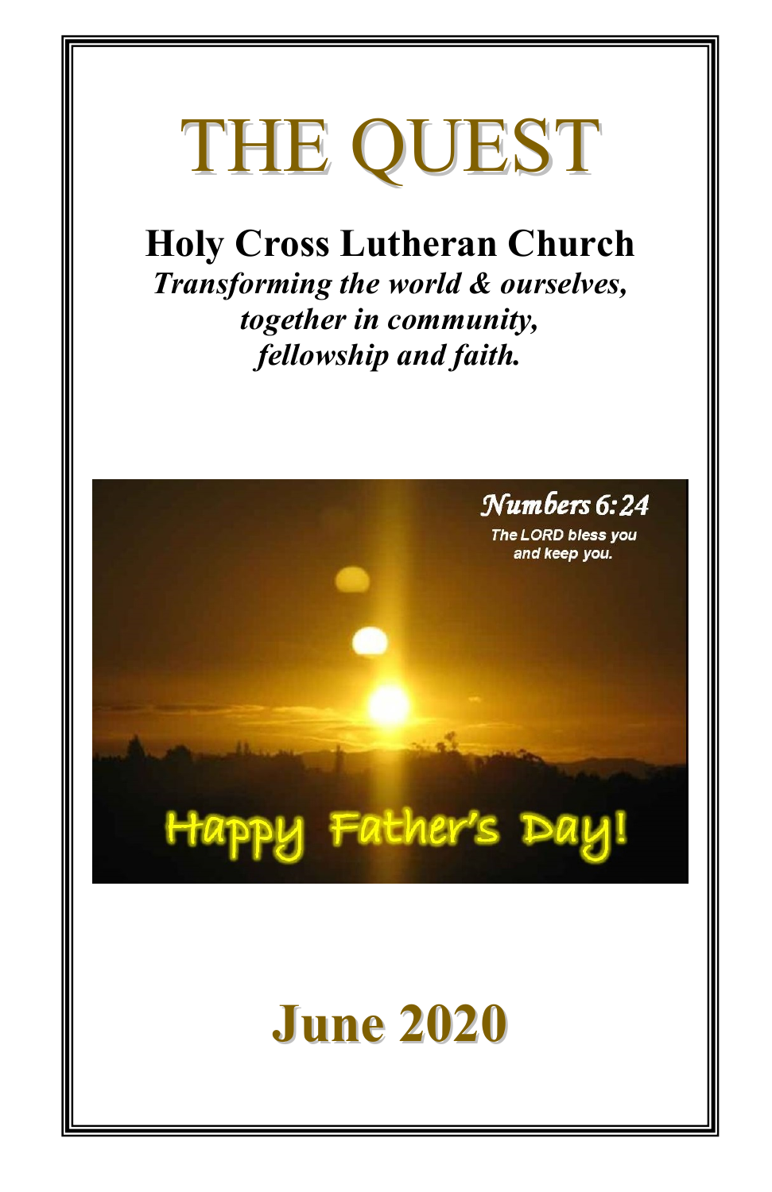# THE QUEST

## Holy Cross Lutheran Church

***Transforming the world & ourselves, together in community, fellowship and faith.***

Numbers 6:24

The LORD bless you and keep you.

Happy Father's Day!

# June 2020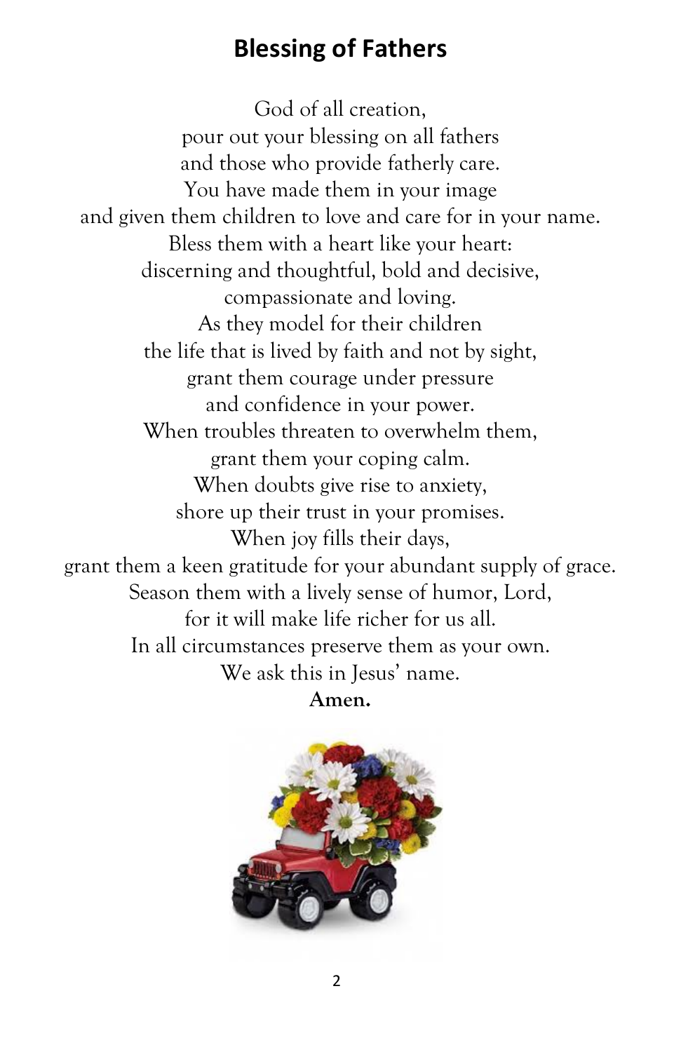# Blessing of Fathers

God of all creation,
pour out your blessing on all fathers
and those who provide fatherly care.
You have made them in your image
and given them children to love and care for in your name.
Bless them with a heart like your heart:
discerning and thoughtful, bold and decisive,
compassionate and loving.
As they model for their children
the life that is lived by faith and not by sight,
grant them courage under pressure
and confidence in your power.
When troubles threaten to overwhelm them,
grant them your coping calm.
When doubts give rise to anxiety,
shore up their trust in your promises.
When joy fills their days,
grant them a keen gratitude for your abundant supply of grace.
Season them with a lively sense of humor, Lord,
for it will make life richer for us all.
In all circumstances preserve them as your own.
We ask this in Jesus' name.
**Amen.**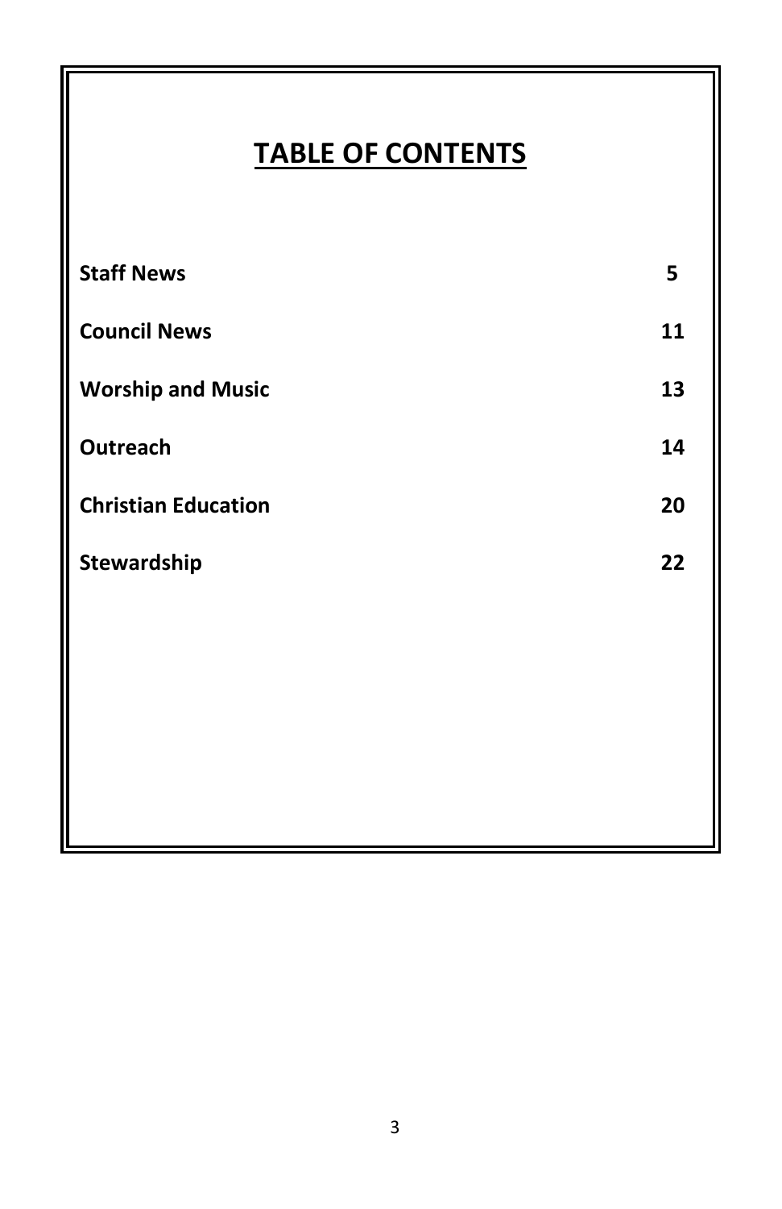# TABLE OF CONTENTS

| | |
|---|---|
| **Staff News** | **5** |
| **Council News** | **11** |
| **Worship and Music** | **13** |
| **Outreach** | **14** |
| **Christian Education** | **20** |
| **Stewardship** | **22** |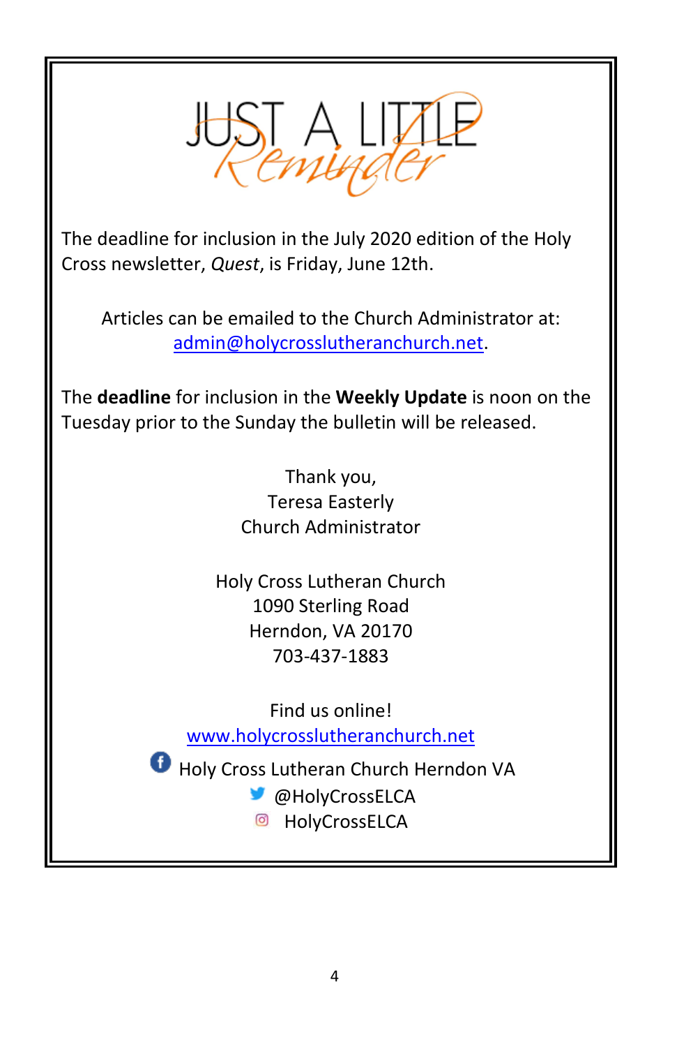# JUST A LITTLE *Reminder*

The deadline for inclusion in the July 2020 edition of the Holy Cross newsletter, *Quest*, is Friday, June 12th.

Articles can be emailed to the Church Administrator at: admin@holycrosslutheranchurch.net.

The **deadline** for inclusion in the **Weekly Update** is noon on the Tuesday prior to the Sunday the bulletin will be released.

Thank you,
Teresa Easterly
Church Administrator

Holy Cross Lutheran Church
1090 Sterling Road
Herndon, VA 20170
703-437-1883

Find us online!
www.holycrosslutheranchurch.net

Holy Cross Lutheran Church Herndon VA
@HolyCrossELCA
HolyCrossELCA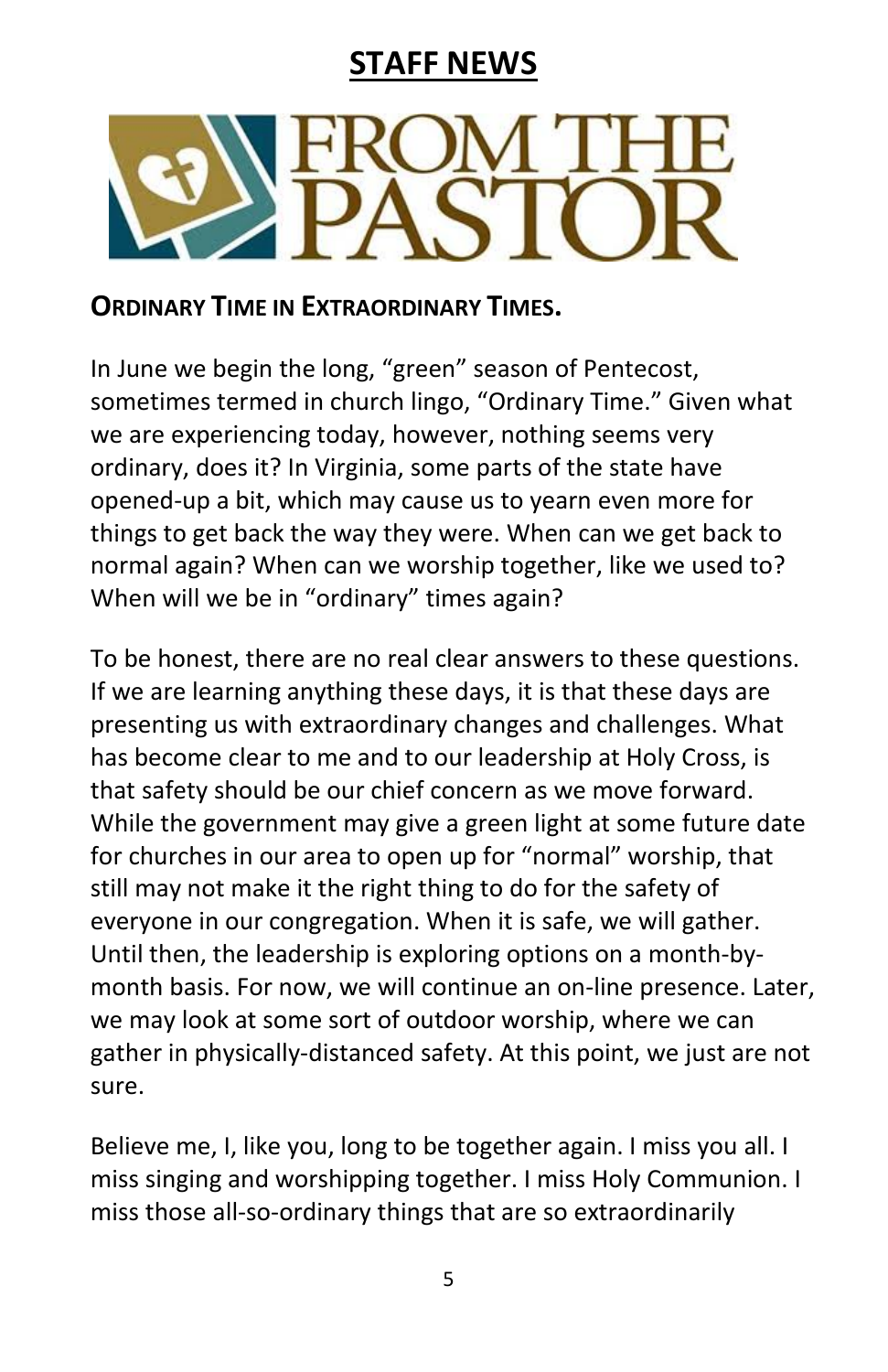## STAFF NEWS

# FROM THE PASTOR

**ORDINARY TIME IN EXTRAORDINARY TIMES.**

In June we begin the long, "green" season of Pentecost, sometimes termed in church lingo, "Ordinary Time." Given what we are experiencing today, however, nothing seems very ordinary, does it? In Virginia, some parts of the state have opened-up a bit, which may cause us to yearn even more for things to get back the way they were. When can we get back to normal again? When can we worship together, like we used to? When will we be in "ordinary" times again?

To be honest, there are no real clear answers to these questions. If we are learning anything these days, it is that these days are presenting us with extraordinary changes and challenges. What has become clear to me and to our leadership at Holy Cross, is that safety should be our chief concern as we move forward. While the government may give a green light at some future date for churches in our area to open up for "normal" worship, that still may not make it the right thing to do for the safety of everyone in our congregation. When it is safe, we will gather. Until then, the leadership is exploring options on a month-by-month basis. For now, we will continue an on-line presence. Later, we may look at some sort of outdoor worship, where we can gather in physically-distanced safety. At this point, we just are not sure.

Believe me, I, like you, long to be together again. I miss you all. I miss singing and worshipping together. I miss Holy Communion. I miss those all-so-ordinary things that are so extraordinarily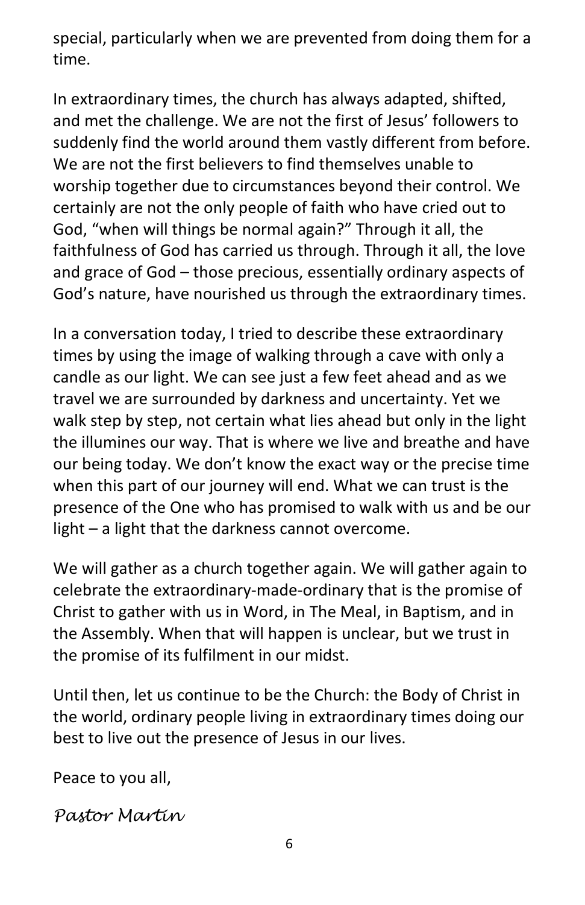special, particularly when we are prevented from doing them for a time.

In extraordinary times, the church has always adapted, shifted, and met the challenge. We are not the first of Jesus' followers to suddenly find the world around them vastly different from before. We are not the first believers to find themselves unable to worship together due to circumstances beyond their control. We certainly are not the only people of faith who have cried out to God, "when will things be normal again?" Through it all, the faithfulness of God has carried us through. Through it all, the love and grace of God – those precious, essentially ordinary aspects of God's nature, have nourished us through the extraordinary times.

In a conversation today, I tried to describe these extraordinary times by using the image of walking through a cave with only a candle as our light. We can see just a few feet ahead and as we travel we are surrounded by darkness and uncertainty. Yet we walk step by step, not certain what lies ahead but only in the light the illumines our way. That is where we live and breathe and have our being today. We don't know the exact way or the precise time when this part of our journey will end. What we can trust is the presence of the One who has promised to walk with us and be our light – a light that the darkness cannot overcome.

We will gather as a church together again. We will gather again to celebrate the extraordinary-made-ordinary that is the promise of Christ to gather with us in Word, in The Meal, in Baptism, and in the Assembly. When that will happen is unclear, but we trust in the promise of its fulfilment in our midst.

Until then, let us continue to be the Church: the Body of Christ in the world, ordinary people living in extraordinary times doing our best to live out the presence of Jesus in our lives.

Peace to you all,

*Pastor Martin*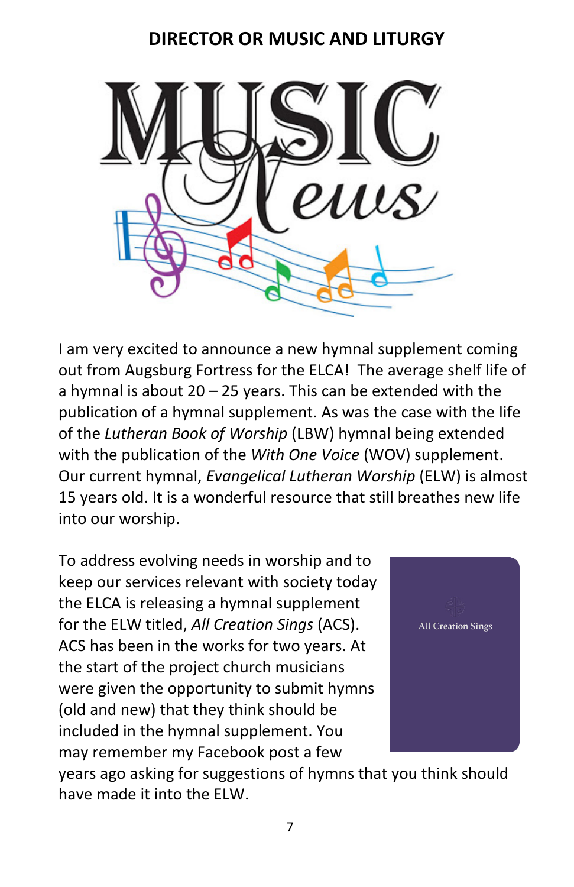## DIRECTOR OR MUSIC AND LITURGY

I am very excited to announce a new hymnal supplement coming out from Augsburg Fortress for the ELCA! The average shelf life of a hymnal is about 20 – 25 years. This can be extended with the publication of a hymnal supplement. As was the case with the life of the *Lutheran Book of Worship* (LBW) hymnal being extended with the publication of the *With One Voice* (WOV) supplement. Our current hymnal, *Evangelical Lutheran Worship* (ELW) is almost 15 years old. It is a wonderful resource that still breathes new life into our worship.

To address evolving needs in worship and to keep our services relevant with society today the ELCA is releasing a hymnal supplement for the ELW titled, *All Creation Sings* (ACS). ACS has been in the works for two years. At the start of the project church musicians were given the opportunity to submit hymns (old and new) that they think should be included in the hymnal supplement. You may remember my Facebook post a few years ago asking for suggestions of hymns that you think should have made it into the ELW.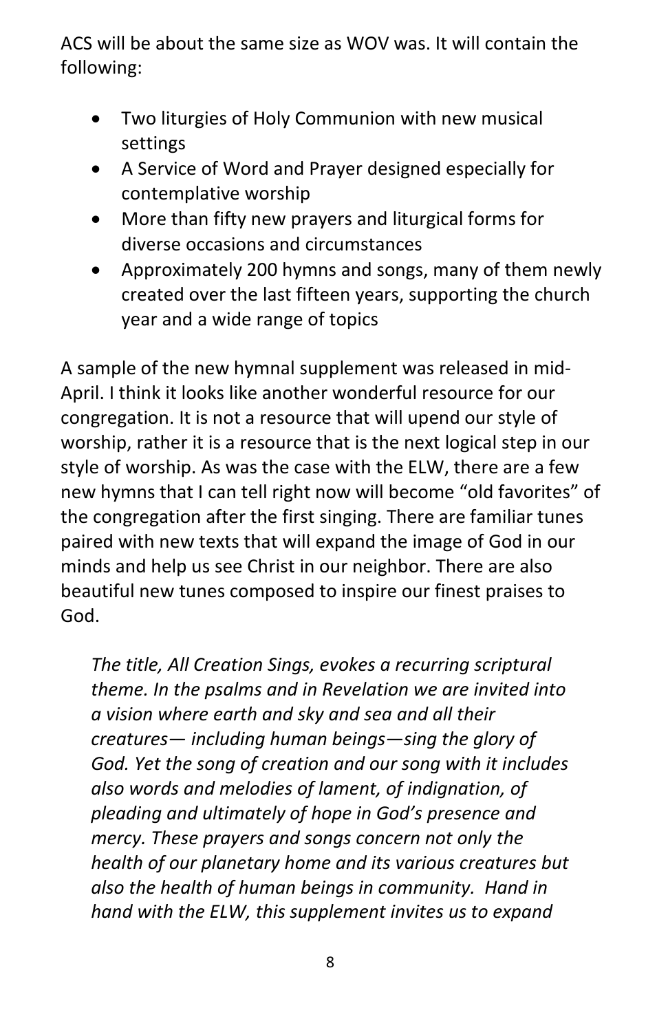ACS will be about the same size as WOV was. It will contain the following:

- Two liturgies of Holy Communion with new musical settings
- A Service of Word and Prayer designed especially for contemplative worship
- More than fifty new prayers and liturgical forms for diverse occasions and circumstances
- Approximately 200 hymns and songs, many of them newly created over the last fifteen years, supporting the church year and a wide range of topics

A sample of the new hymnal supplement was released in mid-April. I think it looks like another wonderful resource for our congregation. It is not a resource that will upend our style of worship, rather it is a resource that is the next logical step in our style of worship. As was the case with the ELW, there are a few new hymns that I can tell right now will become "old favorites" of the congregation after the first singing. There are familiar tunes paired with new texts that will expand the image of God in our minds and help us see Christ in our neighbor. There are also beautiful new tunes composed to inspire our finest praises to God.

> *The title, All Creation Sings, evokes a recurring scriptural theme. In the psalms and in Revelation we are invited into a vision where earth and sky and sea and all their creatures— including human beings—sing the glory of God. Yet the song of creation and our song with it includes also words and melodies of lament, of indignation, of pleading and ultimately of hope in God's presence and mercy. These prayers and songs concern not only the health of our planetary home and its various creatures but also the health of human beings in community. Hand in hand with the ELW, this supplement invites us to expand*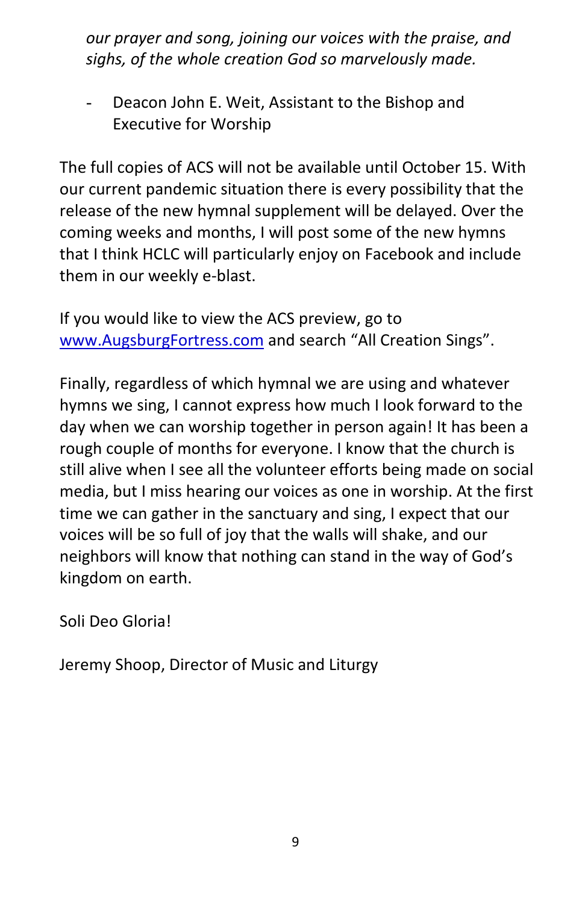*our prayer and song, joining our voices with the praise, and sighs, of the whole creation God so marvelously made.*

- Deacon John E. Weit, Assistant to the Bishop and Executive for Worship

The full copies of ACS will not be available until October 15. With our current pandemic situation there is every possibility that the release of the new hymnal supplement will be delayed. Over the coming weeks and months, I will post some of the new hymns that I think HCLC will particularly enjoy on Facebook and include them in our weekly e-blast.

If you would like to view the ACS preview, go to [www.AugsburgFortress.com](http://www.AugsburgFortress.com) and search “All Creation Sings”.

Finally, regardless of which hymnal we are using and whatever hymns we sing, I cannot express how much I look forward to the day when we can worship together in person again! It has been a rough couple of months for everyone. I know that the church is still alive when I see all the volunteer efforts being made on social media, but I miss hearing our voices as one in worship. At the first time we can gather in the sanctuary and sing, I expect that our voices will be so full of joy that the walls will shake, and our neighbors will know that nothing can stand in the way of God’s kingdom on earth.

Soli Deo Gloria!

Jeremy Shoop, Director of Music and Liturgy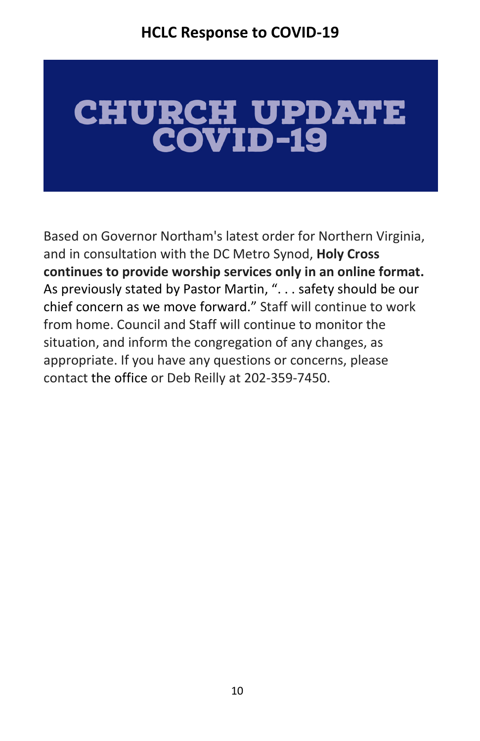## HCLC Response to COVID-19

# CHURCH UPDATE COVID-19

Based on Governor Northam's latest order for Northern Virginia, and in consultation with the DC Metro Synod, **Holy Cross continues to provide worship services only in an online format.** As previously stated by Pastor Martin, ". . . safety should be our chief concern as we move forward." Staff will continue to work from home. Council and Staff will continue to monitor the situation, and inform the congregation of any changes, as appropriate. If you have any questions or concerns, please contact the office or Deb Reilly at 202-359-7450.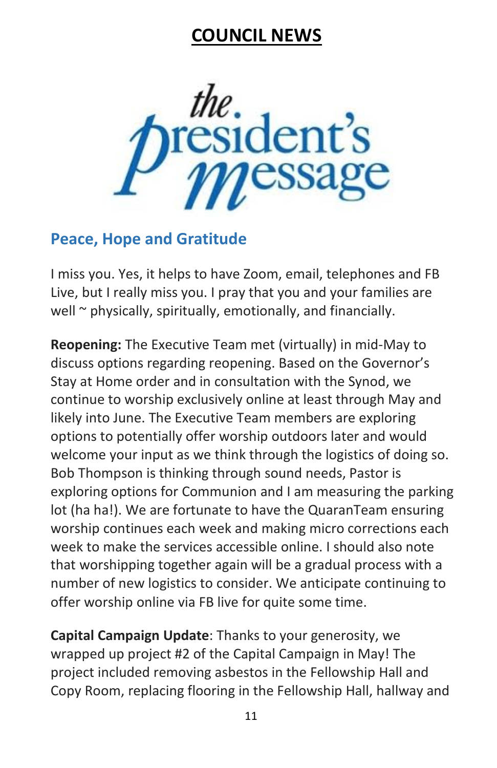# COUNCIL NEWS

## the. president's message

### Peace, Hope and Gratitude

I miss you. Yes, it helps to have Zoom, email, telephones and FB Live, but I really miss you. I pray that you and your families are well ~ physically, spiritually, emotionally, and financially.

**Reopening:** The Executive Team met (virtually) in mid-May to discuss options regarding reopening. Based on the Governor's Stay at Home order and in consultation with the Synod, we continue to worship exclusively online at least through May and likely into June. The Executive Team members are exploring options to potentially offer worship outdoors later and would welcome your input as we think through the logistics of doing so. Bob Thompson is thinking through sound needs, Pastor is exploring options for Communion and I am measuring the parking lot (ha ha!). We are fortunate to have the QuaranTeam ensuring worship continues each week and making micro corrections each week to make the services accessible online. I should also note that worshipping together again will be a gradual process with a number of new logistics to consider. We anticipate continuing to offer worship online via FB live for quite some time.

**Capital Campaign Update**: Thanks to your generosity, we wrapped up project #2 of the Capital Campaign in May! The project included removing asbestos in the Fellowship Hall and Copy Room, replacing flooring in the Fellowship Hall, hallway and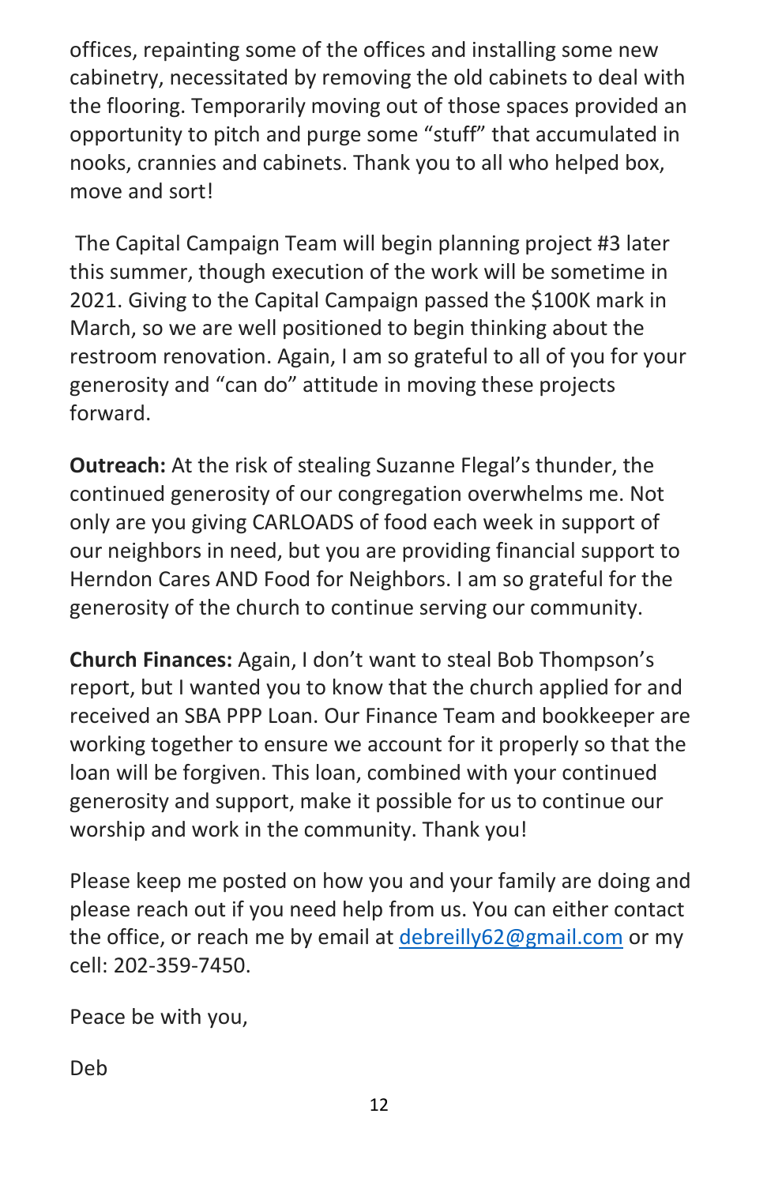offices, repainting some of the offices and installing some new cabinetry, necessitated by removing the old cabinets to deal with the flooring. Temporarily moving out of those spaces provided an opportunity to pitch and purge some “stuff” that accumulated in nooks, crannies and cabinets. Thank you to all who helped box, move and sort!

The Capital Campaign Team will begin planning project #3 later this summer, though execution of the work will be sometime in 2021. Giving to the Capital Campaign passed the $100K mark in March, so we are well positioned to begin thinking about the restroom renovation. Again, I am so grateful to all of you for your generosity and “can do” attitude in moving these projects forward.

**Outreach:** At the risk of stealing Suzanne Flegal’s thunder, the continued generosity of our congregation overwhelms me. Not only are you giving CARLOADS of food each week in support of our neighbors in need, but you are providing financial support to Herndon Cares AND Food for Neighbors. I am so grateful for the generosity of the church to continue serving our community.

**Church Finances:** Again, I don’t want to steal Bob Thompson’s report, but I wanted you to know that the church applied for and received an SBA PPP Loan. Our Finance Team and bookkeeper are working together to ensure we account for it properly so that the loan will be forgiven. This loan, combined with your continued generosity and support, make it possible for us to continue our worship and work in the community. Thank you!

Please keep me posted on how you and your family are doing and please reach out if you need help from us. You can either contact the office, or reach me by email at debreilly62@gmail.com or my cell: 202-359-7450.

Peace be with you,

Deb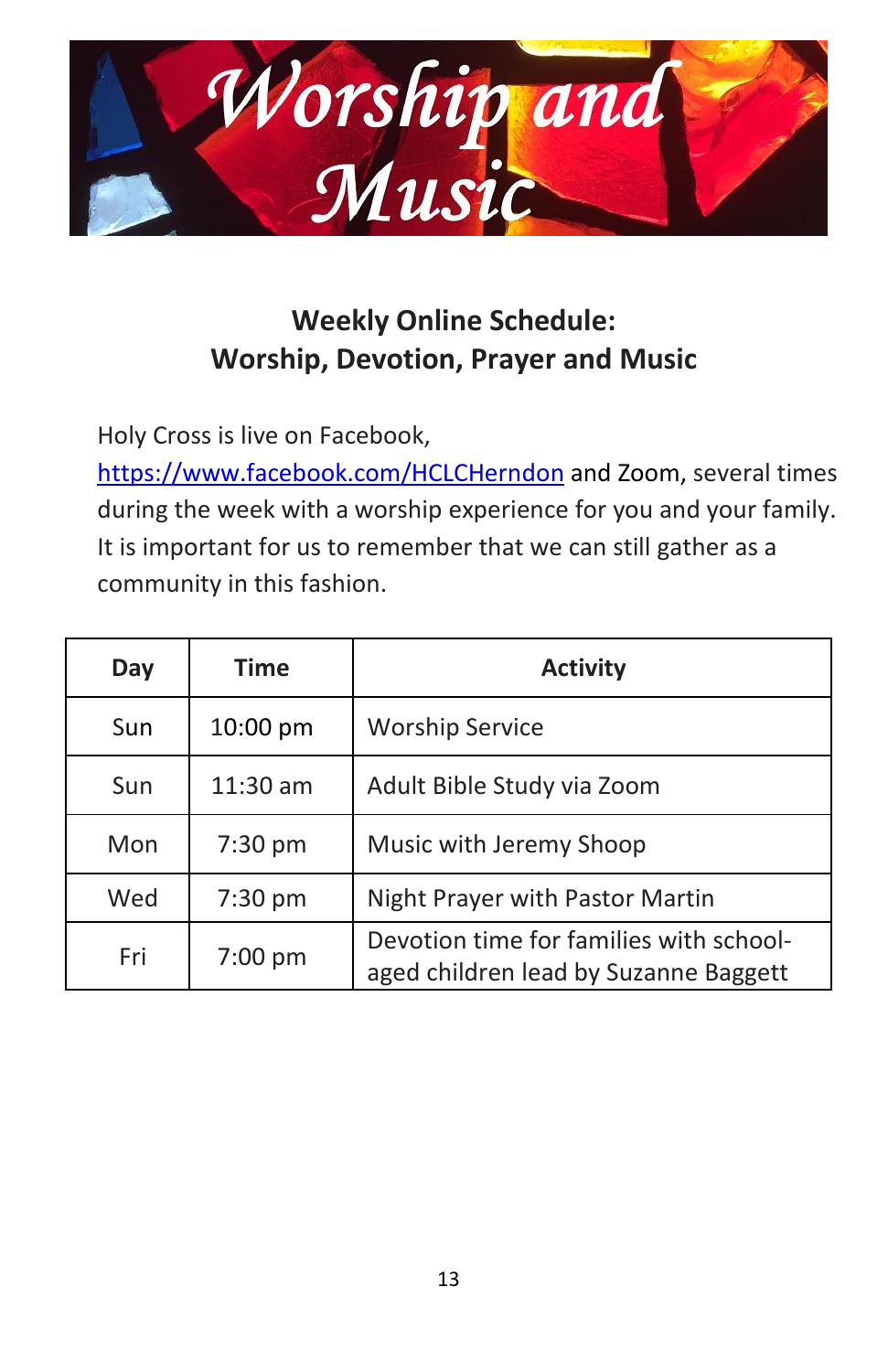# Worship and Music

## Weekly Online Schedule:
## Worship, Devotion, Prayer and Music

Holy Cross is live on Facebook, https://www.facebook.com/HCLCHerndon and Zoom, several times during the week with a worship experience for you and your family. It is important for us to remember that we can still gather as a community in this fashion.

| Day | Time | Activity |
|---|---|---|
| Sun | 10:00 pm | Worship Service |
| Sun | 11:30 am | Adult Bible Study via Zoom |
| Mon | 7:30 pm | Music with Jeremy Shoop |
| Wed | 7:30 pm | Night Prayer with Pastor Martin |
| Fri | 7:00 pm | Devotion time for families with school-aged children lead by Suzanne Baggett |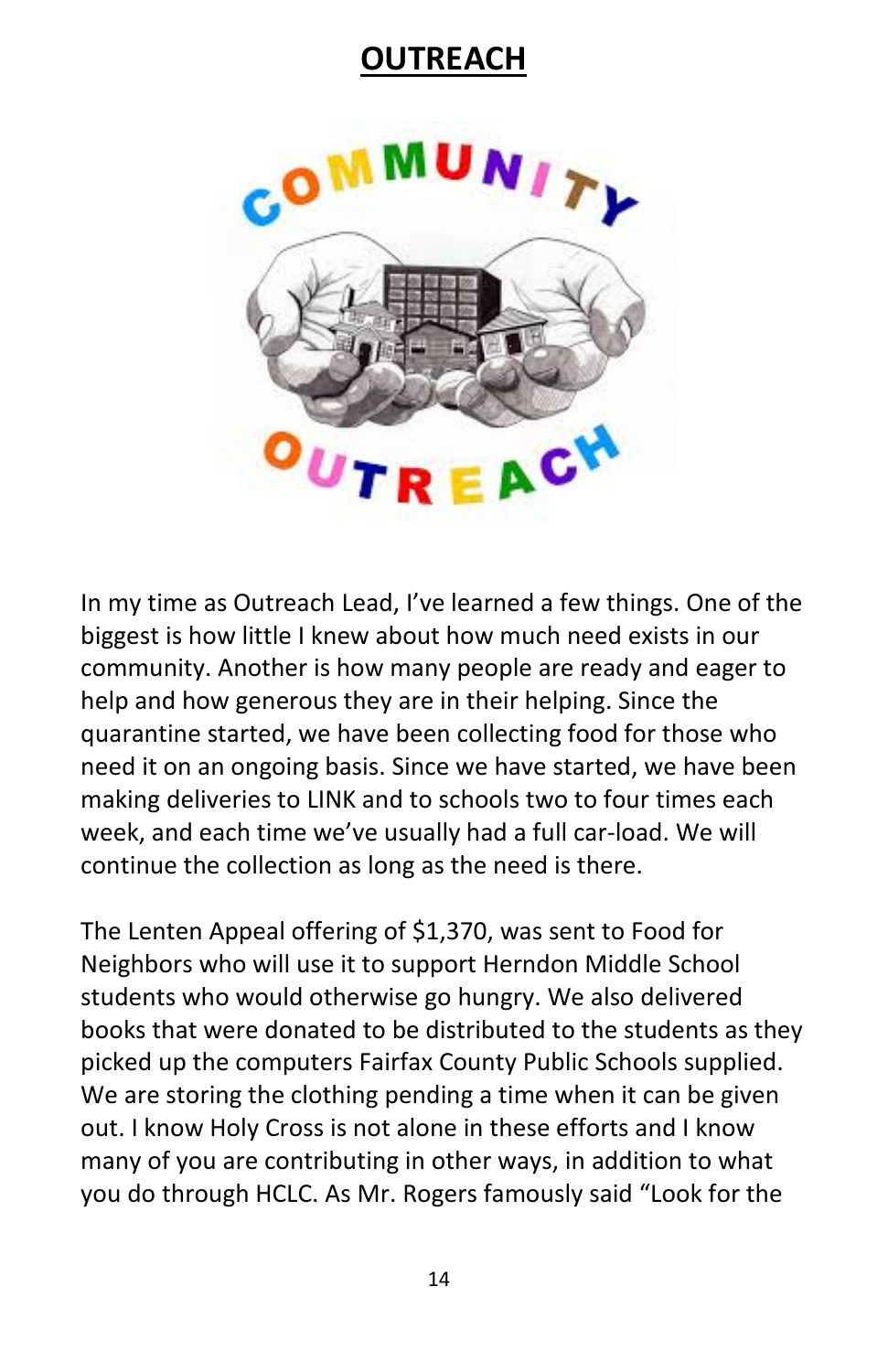# OUTREACH

In my time as Outreach Lead, I've learned a few things. One of the biggest is how little I knew about how much need exists in our community. Another is how many people are ready and eager to help and how generous they are in their helping. Since the quarantine started, we have been collecting food for those who need it on an ongoing basis. Since we have started, we have been making deliveries to LINK and to schools two to four times each week, and each time we've usually had a full car-load. We will continue the collection as long as the need is there.

The Lenten Appeal offering of $1,370, was sent to Food for Neighbors who will use it to support Herndon Middle School students who would otherwise go hungry. We also delivered books that were donated to be distributed to the students as they picked up the computers Fairfax County Public Schools supplied. We are storing the clothing pending a time when it can be given out. I know Holy Cross is not alone in these efforts and I know many of you are contributing in other ways, in addition to what you do through HCLC. As Mr. Rogers famously said "Look for the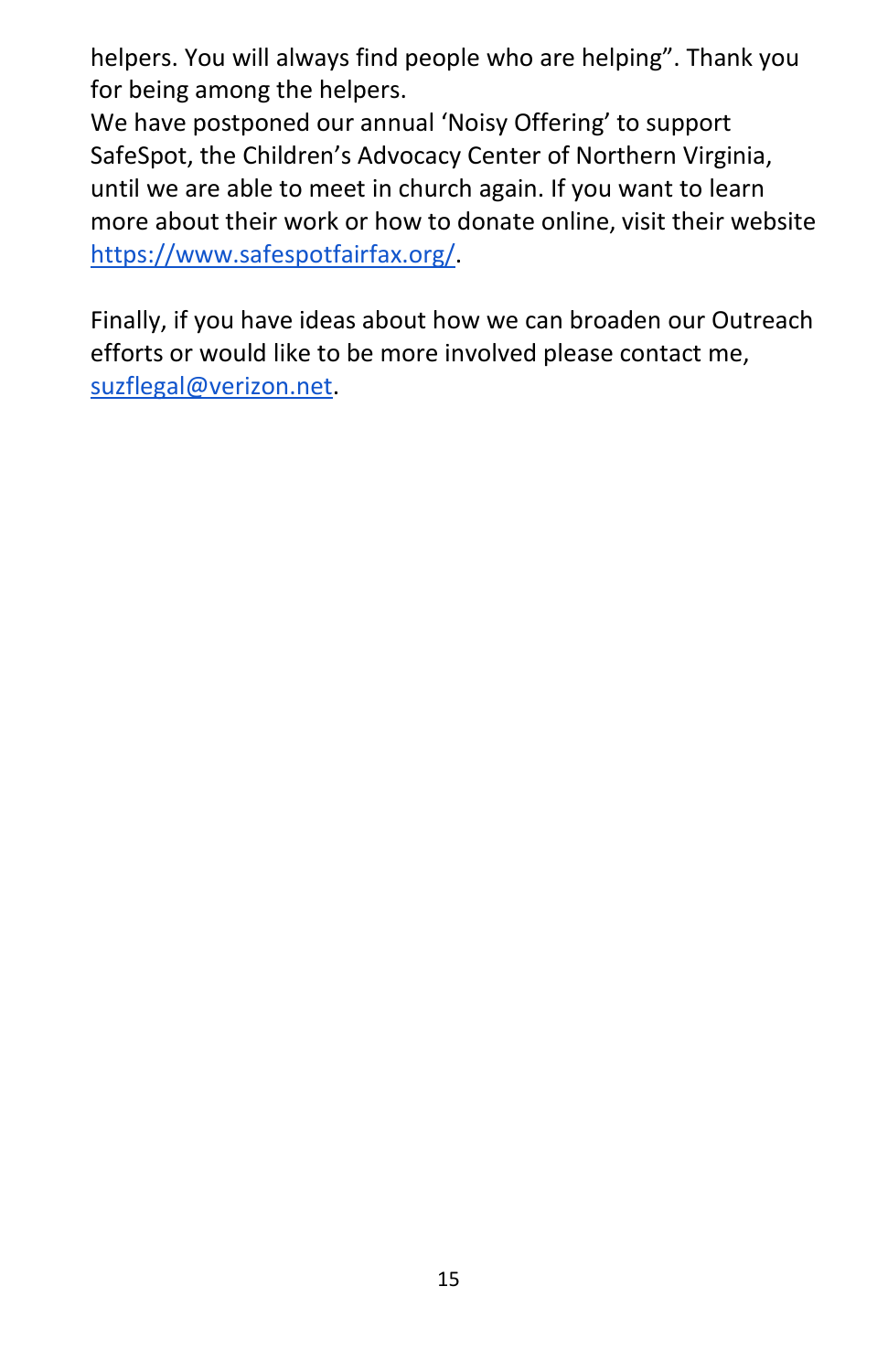helpers. You will always find people who are helping". Thank you for being among the helpers.

We have postponed our annual 'Noisy Offering' to support SafeSpot, the Children's Advocacy Center of Northern Virginia, until we are able to meet in church again. If you want to learn more about their work or how to donate online, visit their website https://www.safespotfairfax.org/.

Finally, if you have ideas about how we can broaden our Outreach efforts or would like to be more involved please contact me, suzflegal@verizon.net.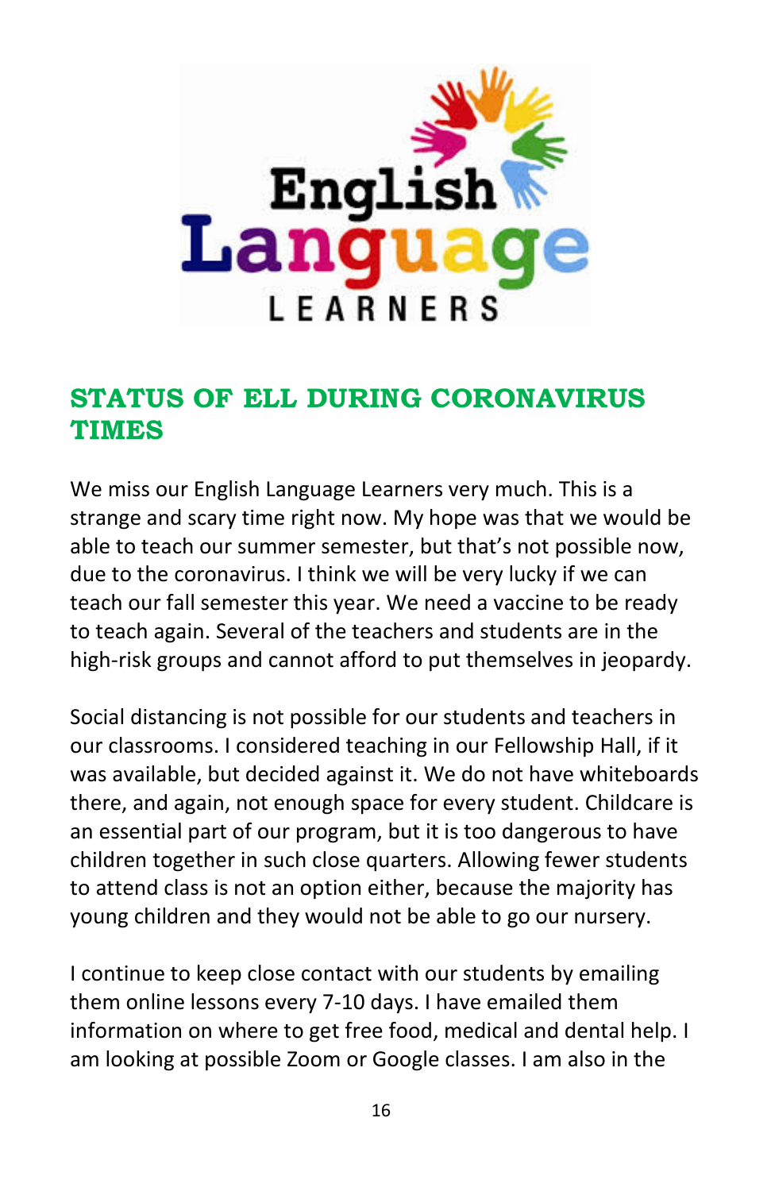## STATUS OF ELL DURING CORONAVIRUS TIMES

We miss our English Language Learners very much. This is a strange and scary time right now. My hope was that we would be able to teach our summer semester, but that's not possible now, due to the coronavirus. I think we will be very lucky if we can teach our fall semester this year. We need a vaccine to be ready to teach again. Several of the teachers and students are in the high-risk groups and cannot afford to put themselves in jeopardy.

Social distancing is not possible for our students and teachers in our classrooms. I considered teaching in our Fellowship Hall, if it was available, but decided against it. We do not have whiteboards there, and again, not enough space for every student. Childcare is an essential part of our program, but it is too dangerous to have children together in such close quarters. Allowing fewer students to attend class is not an option either, because the majority has young children and they would not be able to go our nursery.

I continue to keep close contact with our students by emailing them online lessons every 7-10 days. I have emailed them information on where to get free food, medical and dental help. I am looking at possible Zoom or Google classes. I am also in the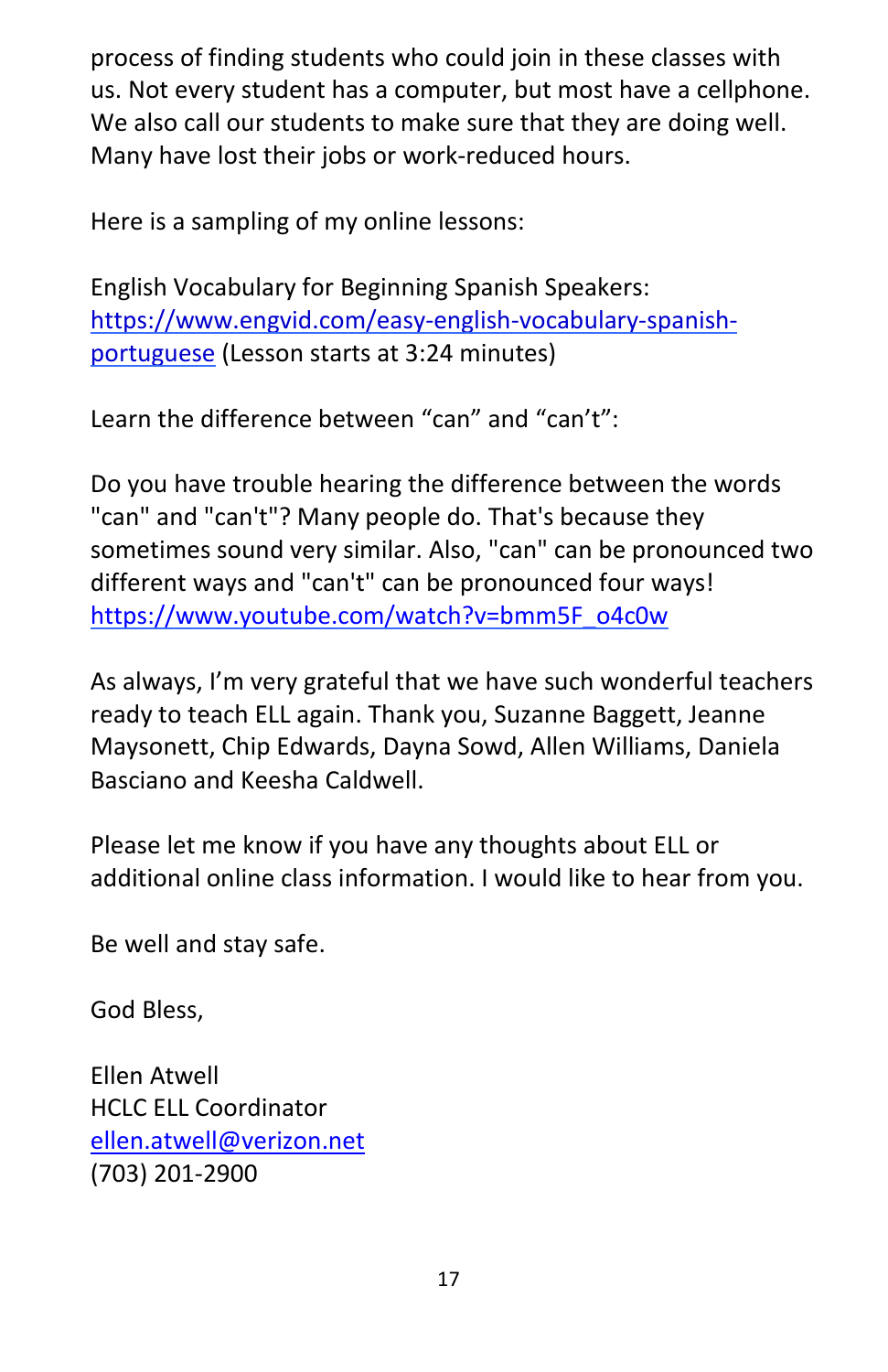process of finding students who could join in these classes with us. Not every student has a computer, but most have a cellphone. We also call our students to make sure that they are doing well. Many have lost their jobs or work-reduced hours.

Here is a sampling of my online lessons:

English Vocabulary for Beginning Spanish Speakers: [https://www.engvid.com/easy-english-vocabulary-spanish-portuguese](https://www.engvid.com/easy-english-vocabulary-spanish-portuguese) (Lesson starts at 3:24 minutes)

Learn the difference between "can" and "can't":

Do you have trouble hearing the difference between the words "can" and "can't"? Many people do. That's because they sometimes sound very similar. Also, "can" can be pronounced two different ways and "can't" can be pronounced four ways! [https://www.youtube.com/watch?v=bmm5F_o4c0w](https://www.youtube.com/watch?v=bmm5F_o4c0w)

As always, I'm very grateful that we have such wonderful teachers ready to teach ELL again. Thank you, Suzanne Baggett, Jeanne Maysonett, Chip Edwards, Dayna Sowd, Allen Williams, Daniela Basciano and Keesha Caldwell.

Please let me know if you have any thoughts about ELL or additional online class information. I would like to hear from you.

Be well and stay safe.

God Bless,

Ellen Atwell
HCLC ELL Coordinator
[ellen.atwell@verizon.net](mailto:ellen.atwell@verizon.net)
(703) 201-2900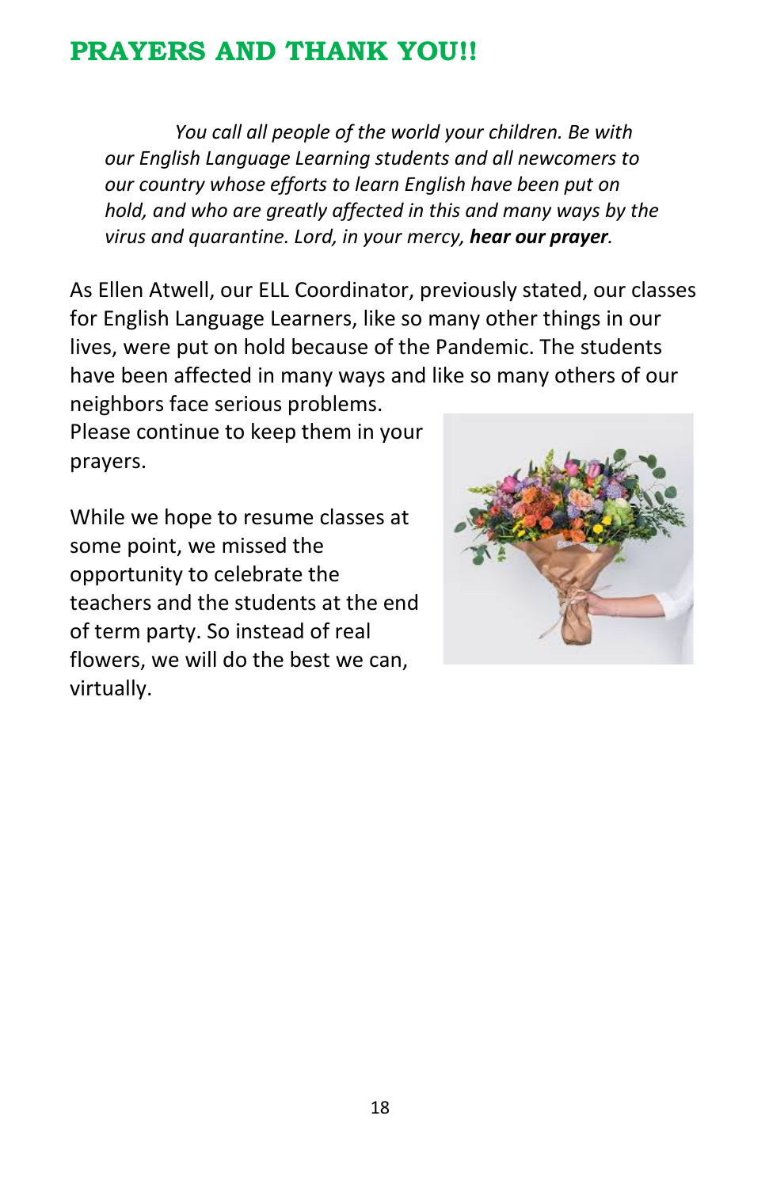## PRAYERS AND THANK YOU!!

*You call all people of the world your children. Be with our English Language Learning students and all newcomers to our country whose efforts to learn English have been put on hold, and who are greatly affected in this and many ways by the virus and quarantine. Lord, in your mercy,* ***hear our prayer****.*

As Ellen Atwell, our ELL Coordinator, previously stated, our classes for English Language Learners, like so many other things in our lives, were put on hold because of the Pandemic. The students have been affected in many ways and like so many others of our neighbors face serious problems.
Please continue to keep them in your prayers.

While we hope to resume classes at some point, we missed the opportunity to celebrate the teachers and the students at the end of term party. So instead of real flowers, we will do the best we can, virtually.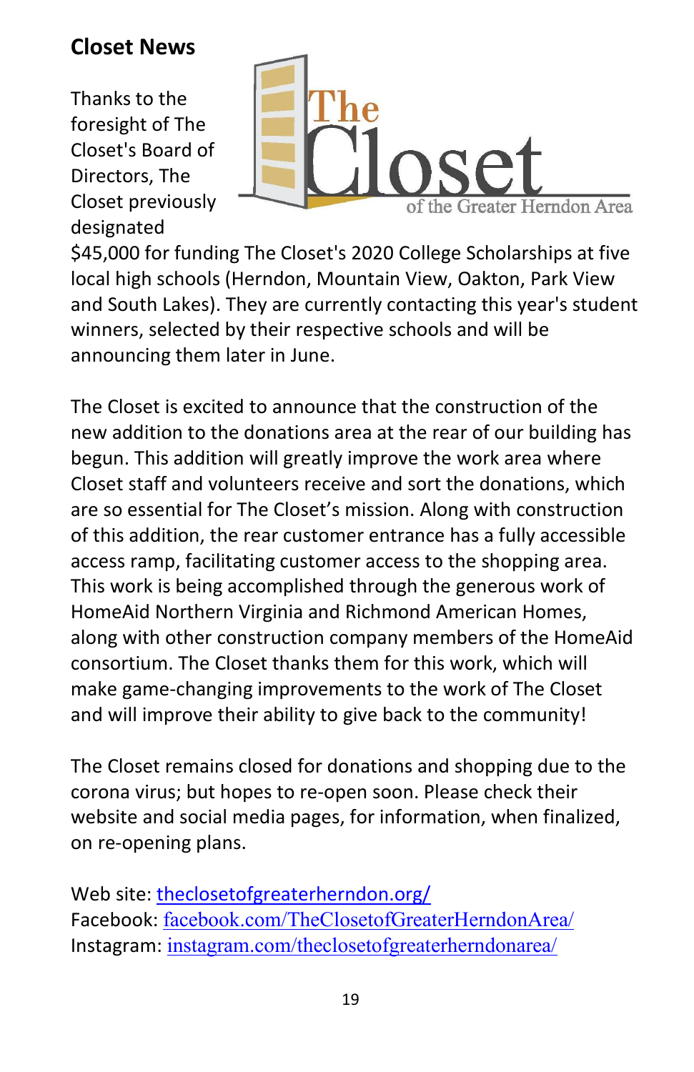## Closet News

Thanks to the foresight of The Closet's Board of Directors, The Closet previously designated $45,000 for funding The Closet's 2020 College Scholarships at five local high schools (Herndon, Mountain View, Oakton, Park View and South Lakes). They are currently contacting this year's student winners, selected by their respective schools and will be announcing them later in June.

The Closet is excited to announce that the construction of the new addition to the donations area at the rear of our building has begun. This addition will greatly improve the work area where Closet staff and volunteers receive and sort the donations, which are so essential for The Closet's mission. Along with construction of this addition, the rear customer entrance has a fully accessible access ramp, facilitating customer access to the shopping area. This work is being accomplished through the generous work of HomeAid Northern Virginia and Richmond American Homes, along with other construction company members of the HomeAid consortium. The Closet thanks them for this work, which will make game-changing improvements to the work of The Closet and will improve their ability to give back to the community!

The Closet remains closed for donations and shopping due to the corona virus; but hopes to re-open soon. Please check their website and social media pages, for information, when finalized, on re-opening plans.

Web site: [theclosetofgreaterherndon.org/](theclosetofgreaterherndon.org/)
Facebook: [facebook.com/TheClosetofGreaterHerndonArea/](facebook.com/TheClosetofGreaterHerndonArea/)
Instagram: [instagram.com/theclosetofgreaterherndonarea/](instagram.com/theclosetofgreaterherndonarea/)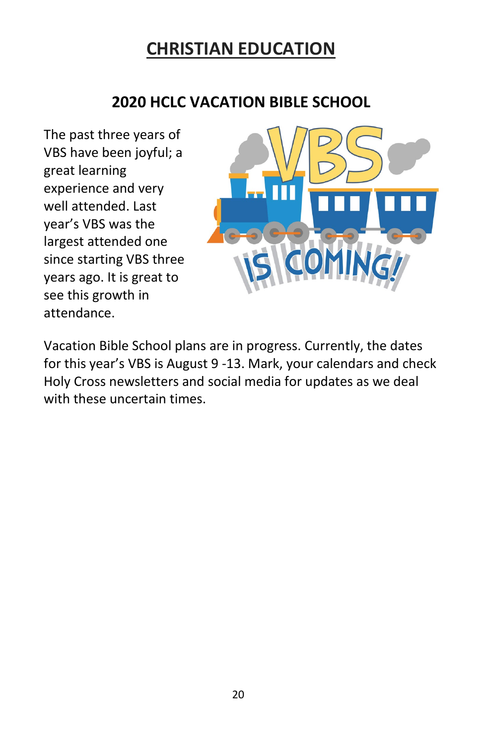# CHRISTIAN EDUCATION

## 2020 HCLC VACATION BIBLE SCHOOL

The past three years of VBS have been joyful; a great learning experience and very well attended. Last year's VBS was the largest attended one since starting VBS three years ago. It is great to see this growth in attendance.

Vacation Bible School plans are in progress. Currently, the dates for this year's VBS is August 9 -13. Mark, your calendars and check Holy Cross newsletters and social media for updates as we deal with these uncertain times.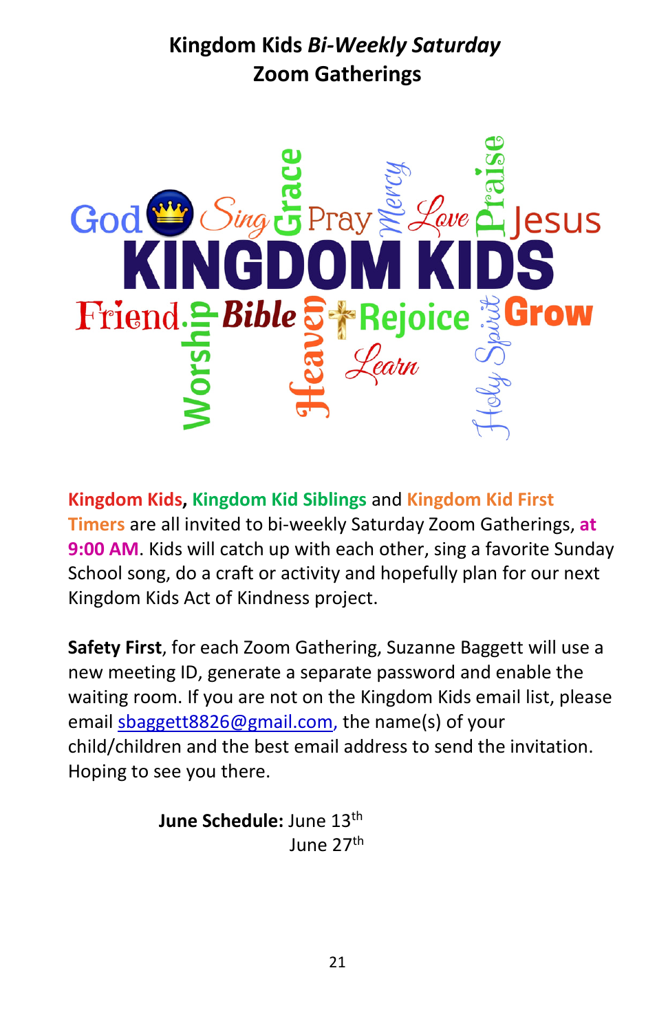# Kingdom Kids *Bi-Weekly Saturday* Zoom Gatherings

**Kingdom Kids**, **Kingdom Kid Siblings** and **Kingdom Kid First Timers** are all invited to bi-weekly Saturday Zoom Gatherings, **at 9:00 AM**. Kids will catch up with each other, sing a favorite Sunday School song, do a craft or activity and hopefully plan for our next Kingdom Kids Act of Kindness project.

**Safety First**, for each Zoom Gathering, Suzanne Baggett will use a new meeting ID, generate a separate password and enable the waiting room. If you are not on the Kingdom Kids email list, please email sbaggett8826@gmail.com, the name(s) of your child/children and the best email address to send the invitation. Hoping to see you there.

**June Schedule:** June 13th
June 27th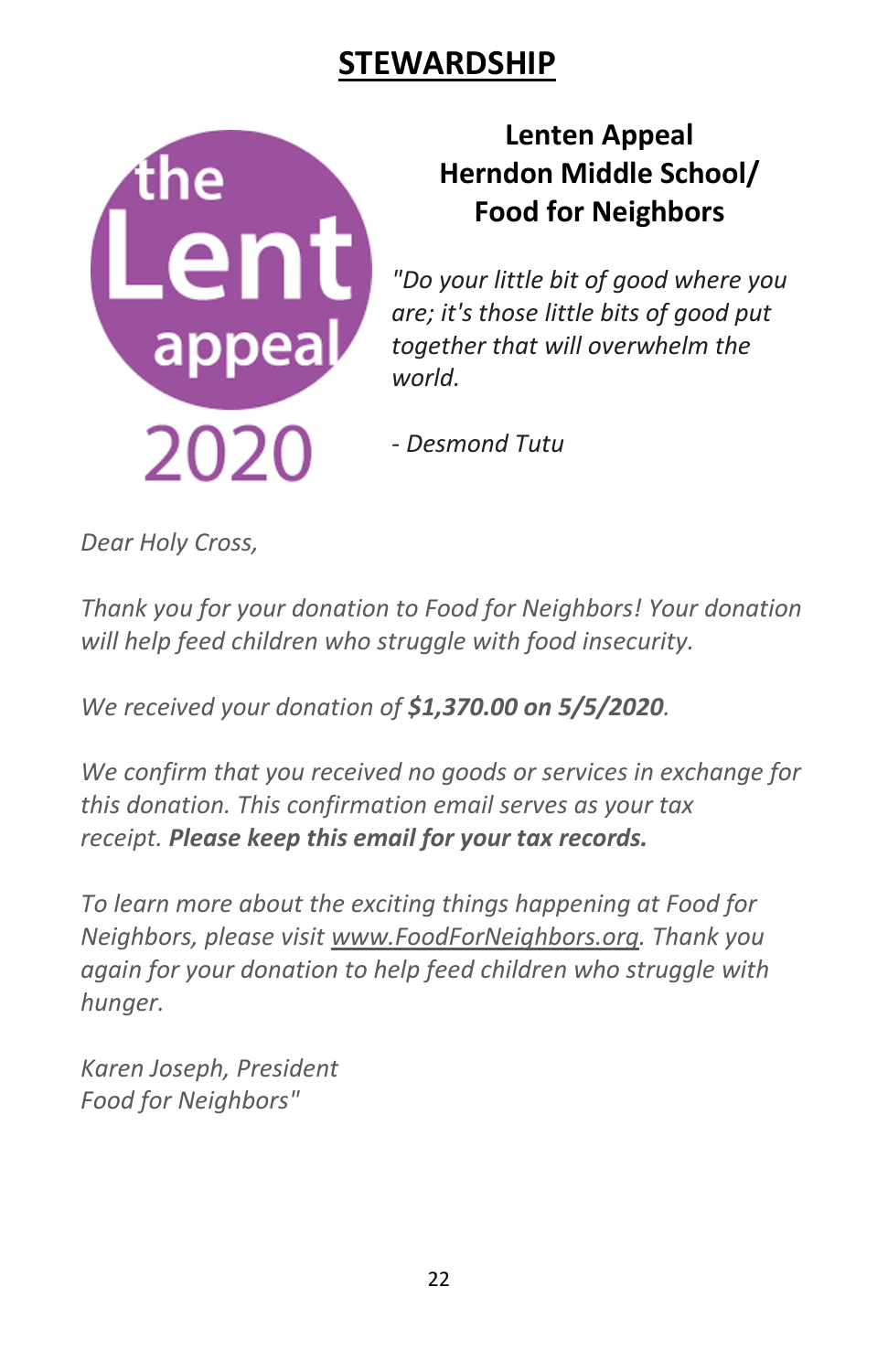# STEWARDSHIP

the Lent appeal 2020

## Lenten Appeal Herndon Middle School/ Food for Neighbors

*"Do your little bit of good where you are; it's those little bits of good put together that will overwhelm the world.*

*- Desmond Tutu*

*Dear Holy Cross,*

*Thank you for your donation to Food for Neighbors! Your donation will help feed children who struggle with food insecurity.*

*We received your donation of **$1,370.00 on 5/5/2020**.*

*We confirm that you received no goods or services in exchange for this donation. This confirmation email serves as your tax receipt. **Please keep this email for your tax records.***

*To learn more about the exciting things happening at Food for Neighbors, please visit www.FoodForNeighbors.org. Thank you again for your donation to help feed children who struggle with hunger.*

*Karen Joseph, President*
*Food for Neighbors"*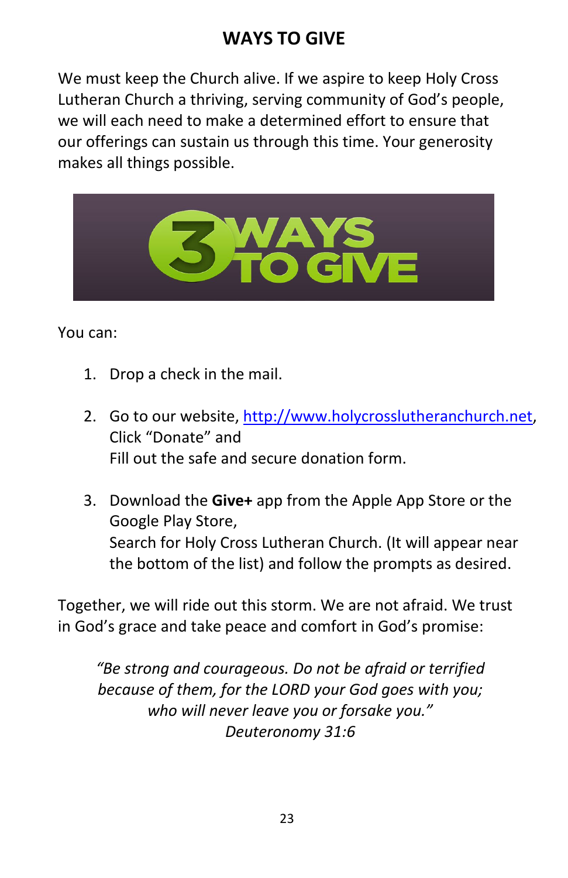## WAYS TO GIVE

We must keep the Church alive. If we aspire to keep Holy Cross Lutheran Church a thriving, serving community of God's people, we will each need to make a determined effort to ensure that our offerings can sustain us through this time. Your generosity makes all things possible.

You can:

1. Drop a check in the mail.

2. Go to our website, [http://www.holycrosslutheranchurch.net](http://www.holycrosslutheranchurch.net), Click "Donate" and
   Fill out the safe and secure donation form.

3. Download the **Give+** app from the Apple App Store or the Google Play Store,
   Search for Holy Cross Lutheran Church. (It will appear near the bottom of the list) and follow the prompts as desired.

Together, we will ride out this storm. We are not afraid. We trust in God's grace and take peace and comfort in God's promise:

*"Be strong and courageous. Do not be afraid or terrified because of them, for the LORD your God goes with you; who will never leave you or forsake you."*
*Deuteronomy 31:6*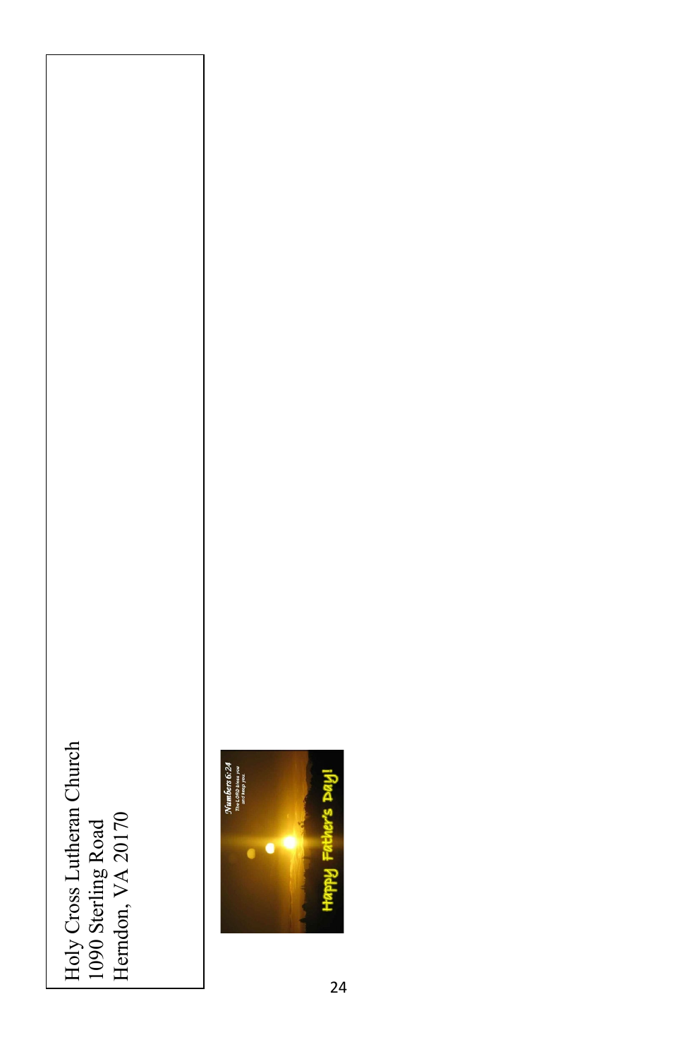Holy Cross Lutheran Church
1090 Sterling Road
Herndon, VA 20170

*Numbers 6:24*
The LORD bless you and keep you.

Happy Father's Day!